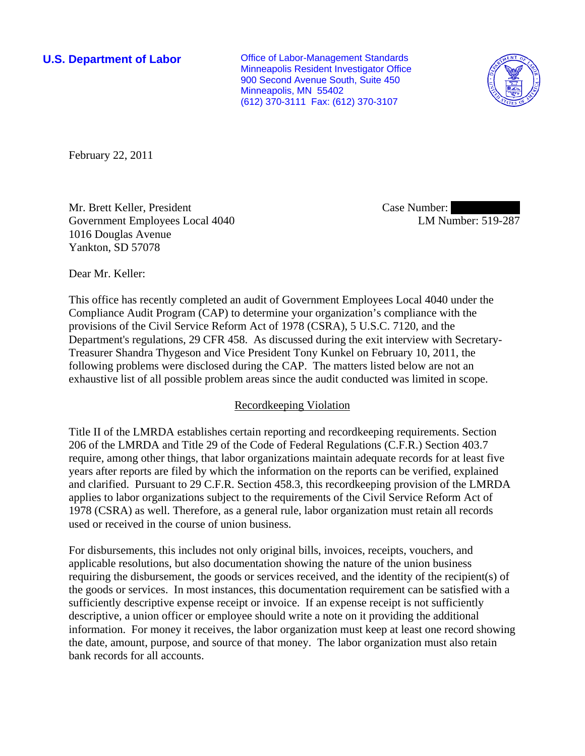**U.S. Department of Labor**

Office of Labor-Management Standards
Minneapolis Resident Investigator Office
900 Second Avenue South, Suite 450
Minneapolis, MN 55402
(612) 370-3111 Fax: (612) 370-3107

February 22, 2011

Mr. Brett Keller, President
Government Employees Local 4040
1016 Douglas Avenue
Yankton, SD 57078

Case Number:
LM Number: 519-287

Dear Mr. Keller:

This office has recently completed an audit of Government Employees Local 4040 under the Compliance Audit Program (CAP) to determine your organization's compliance with the provisions of the Civil Service Reform Act of 1978 (CSRA), 5 U.S.C. 7120, and the Department's regulations, 29 CFR 458. As discussed during the exit interview with Secretary-Treasurer Shandra Thygeson and Vice President Tony Kunkel on February 10, 2011, the following problems were disclosed during the CAP. The matters listed below are not an exhaustive list of all possible problem areas since the audit conducted was limited in scope.

## Recordkeeping Violation

Title II of the LMRDA establishes certain reporting and recordkeeping requirements. Section 206 of the LMRDA and Title 29 of the Code of Federal Regulations (C.F.R.) Section 403.7 require, among other things, that labor organizations maintain adequate records for at least five years after reports are filed by which the information on the reports can be verified, explained and clarified. Pursuant to 29 C.F.R. Section 458.3, this recordkeeping provision of the LMRDA applies to labor organizations subject to the requirements of the Civil Service Reform Act of 1978 (CSRA) as well. Therefore, as a general rule, labor organization must retain all records used or received in the course of union business.

For disbursements, this includes not only original bills, invoices, receipts, vouchers, and applicable resolutions, but also documentation showing the nature of the union business requiring the disbursement, the goods or services received, and the identity of the recipient(s) of the goods or services. In most instances, this documentation requirement can be satisfied with a sufficiently descriptive expense receipt or invoice. If an expense receipt is not sufficiently descriptive, a union officer or employee should write a note on it providing the additional information. For money it receives, the labor organization must keep at least one record showing the date, amount, purpose, and source of that money. The labor organization must also retain bank records for all accounts.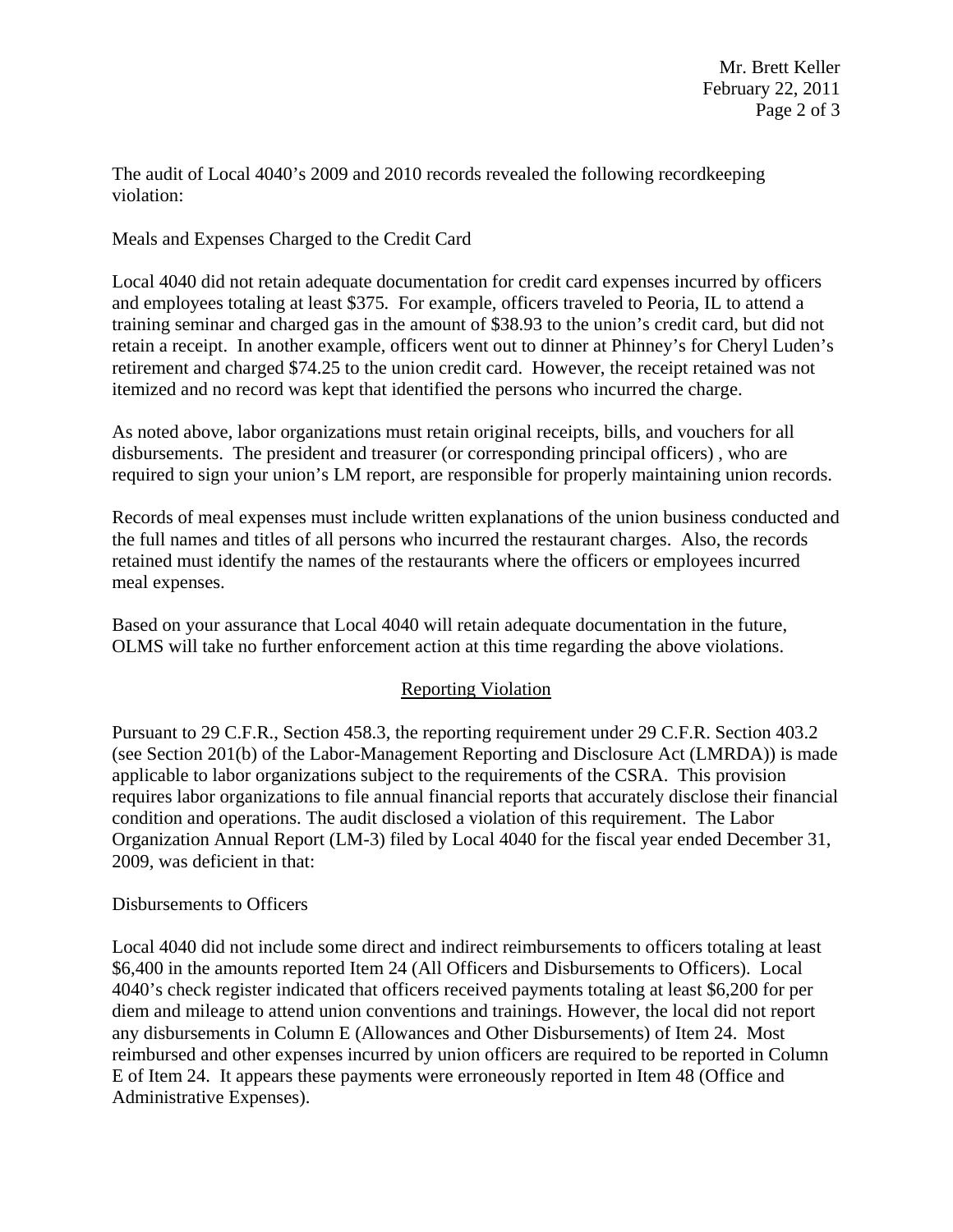The audit of Local 4040's 2009 and 2010 records revealed the following recordkeeping violation:

Meals and Expenses Charged to the Credit Card

Local 4040 did not retain adequate documentation for credit card expenses incurred by officers and employees totaling at least $375. For example, officers traveled to Peoria, IL to attend a training seminar and charged gas in the amount of $38.93 to the union's credit card, but did not retain a receipt. In another example, officers went out to dinner at Phinney's for Cheryl Luden's retirement and charged $74.25 to the union credit card. However, the receipt retained was not itemized and no record was kept that identified the persons who incurred the charge.

As noted above, labor organizations must retain original receipts, bills, and vouchers for all disbursements. The president and treasurer (or corresponding principal officers) , who are required to sign your union's LM report, are responsible for properly maintaining union records.

Records of meal expenses must include written explanations of the union business conducted and the full names and titles of all persons who incurred the restaurant charges. Also, the records retained must identify the names of the restaurants where the officers or employees incurred meal expenses.

Based on your assurance that Local 4040 will retain adequate documentation in the future, OLMS will take no further enforcement action at this time regarding the above violations.

## Reporting Violation

Pursuant to 29 C.F.R., Section 458.3, the reporting requirement under 29 C.F.R. Section 403.2 (see Section 201(b) of the Labor-Management Reporting and Disclosure Act (LMRDA)) is made applicable to labor organizations subject to the requirements of the CSRA. This provision requires labor organizations to file annual financial reports that accurately disclose their financial condition and operations. The audit disclosed a violation of this requirement. The Labor Organization Annual Report (LM-3) filed by Local 4040 for the fiscal year ended December 31, 2009, was deficient in that:

Disbursements to Officers

Local 4040 did not include some direct and indirect reimbursements to officers totaling at least $6,400 in the amounts reported Item 24 (All Officers and Disbursements to Officers). Local 4040's check register indicated that officers received payments totaling at least $6,200 for per diem and mileage to attend union conventions and trainings. However, the local did not report any disbursements in Column E (Allowances and Other Disbursements) of Item 24. Most reimbursed and other expenses incurred by union officers are required to be reported in Column E of Item 24. It appears these payments were erroneously reported in Item 48 (Office and Administrative Expenses).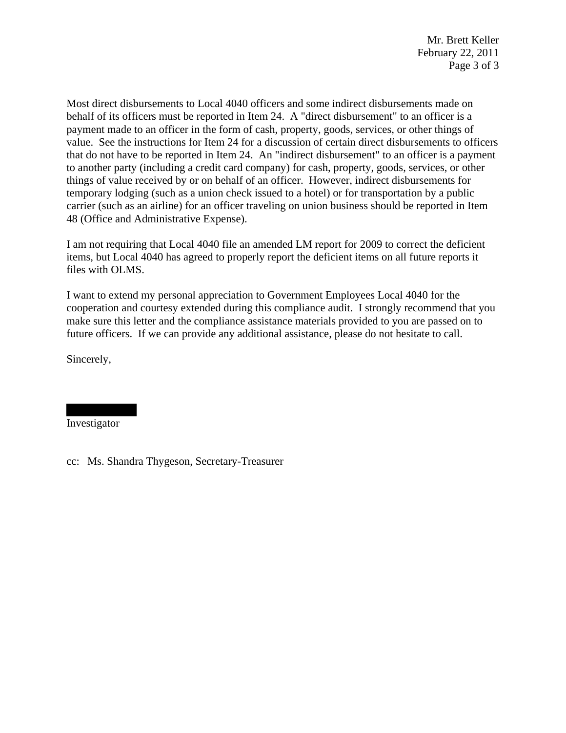Most direct disbursements to Local 4040 officers and some indirect disbursements made on behalf of its officers must be reported in Item 24. A "direct disbursement" to an officer is a payment made to an officer in the form of cash, property, goods, services, or other things of value. See the instructions for Item 24 for a discussion of certain direct disbursements to officers that do not have to be reported in Item 24. An "indirect disbursement" to an officer is a payment to another party (including a credit card company) for cash, property, goods, services, or other things of value received by or on behalf of an officer. However, indirect disbursements for temporary lodging (such as a union check issued to a hotel) or for transportation by a public carrier (such as an airline) for an officer traveling on union business should be reported in Item 48 (Office and Administrative Expense).

I am not requiring that Local 4040 file an amended LM report for 2009 to correct the deficient items, but Local 4040 has agreed to properly report the deficient items on all future reports it files with OLMS.

I want to extend my personal appreciation to Government Employees Local 4040 for the cooperation and courtesy extended during this compliance audit. I strongly recommend that you make sure this letter and the compliance assistance materials provided to you are passed on to future officers. If we can provide any additional assistance, please do not hesitate to call.

Sincerely,

Investigator

cc: Ms. Shandra Thygeson, Secretary-Treasurer